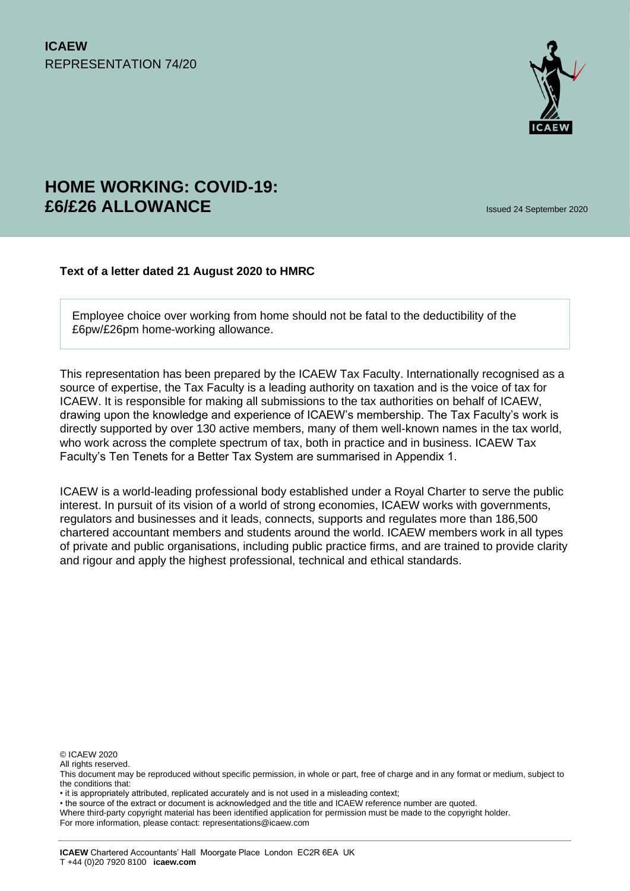**ICAEW**
REPRESENTATION 74/20

# HOME WORKING: COVID-19: £6/£26 ALLOWANCE

Issued 24 September 2020

**Text of a letter dated 21 August 2020 to HMRC**

Employee choice over working from home should not be fatal to the deductibility of the £6pw/£26pm home-working allowance.

This representation has been prepared by the ICAEW Tax Faculty. Internationally recognised as a source of expertise, the Tax Faculty is a leading authority on taxation and is the voice of tax for ICAEW. It is responsible for making all submissions to the tax authorities on behalf of ICAEW, drawing upon the knowledge and experience of ICAEW's membership. The Tax Faculty's work is directly supported by over 130 active members, many of them well-known names in the tax world, who work across the complete spectrum of tax, both in practice and in business. ICAEW Tax Faculty's Ten Tenets for a Better Tax System are summarised in Appendix 1.

ICAEW is a world-leading professional body established under a Royal Charter to serve the public interest. In pursuit of its vision of a world of strong economies, ICAEW works with governments, regulators and businesses and it leads, connects, supports and regulates more than 186,500 chartered accountant members and students around the world. ICAEW members work in all types of private and public organisations, including public practice firms, and are trained to provide clarity and rigour and apply the highest professional, technical and ethical standards.

© ICAEW 2020
All rights reserved.
This document may be reproduced without specific permission, in whole or part, free of charge and in any format or medium, subject to the conditions that:
• it is appropriately attributed, replicated accurately and is not used in a misleading context;
• the source of the extract or document is acknowledged and the title and ICAEW reference number are quoted.
Where third-party copyright material has been identified application for permission must be made to the copyright holder.
For more information, please contact: representations@icaew.com

**ICAEW** Chartered Accountants' Hall Moorgate Place London EC2R 6EA UK
T +44 (0)20 7920 8100 **icaew.com**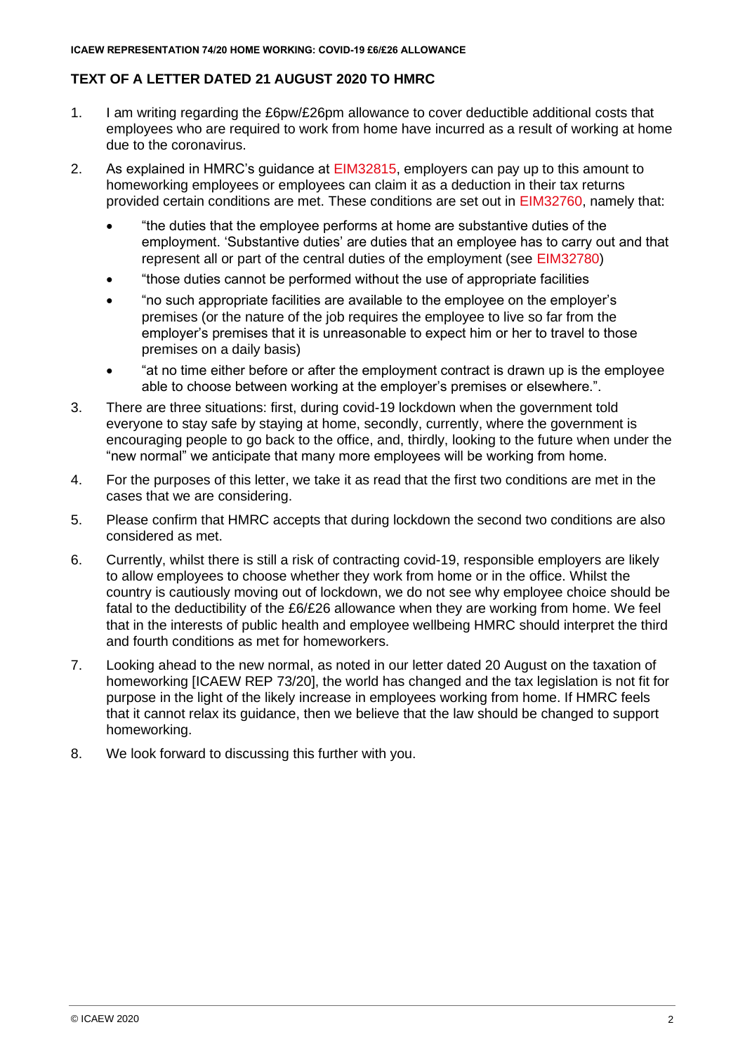## TEXT OF A LETTER DATED 21 AUGUST 2020 TO HMRC

1. I am writing regarding the £6pw/£26pm allowance to cover deductible additional costs that employees who are required to work from home have incurred as a result of working at home due to the coronavirus.

2. As explained in HMRC's guidance at EIM32815, employers can pay up to this amount to homeworking employees or employees can claim it as a deduction in their tax returns provided certain conditions are met. These conditions are set out in EIM32760, namely that:

   - "the duties that the employee performs at home are substantive duties of the employment. 'Substantive duties' are duties that an employee has to carry out and that represent all or part of the central duties of the employment (see EIM32780)
   - "those duties cannot be performed without the use of appropriate facilities
   - "no such appropriate facilities are available to the employee on the employer's premises (or the nature of the job requires the employee to live so far from the employer's premises that it is unreasonable to expect him or her to travel to those premises on a daily basis)
   - "at no time either before or after the employment contract is drawn up is the employee able to choose between working at the employer's premises or elsewhere.".

3. There are three situations: first, during covid-19 lockdown when the government told everyone to stay safe by staying at home, secondly, currently, where the government is encouraging people to go back to the office, and, thirdly, looking to the future when under the "new normal" we anticipate that many more employees will be working from home.

4. For the purposes of this letter, we take it as read that the first two conditions are met in the cases that we are considering.

5. Please confirm that HMRC accepts that during lockdown the second two conditions are also considered as met.

6. Currently, whilst there is still a risk of contracting covid-19, responsible employers are likely to allow employees to choose whether they work from home or in the office. Whilst the country is cautiously moving out of lockdown, we do not see why employee choice should be fatal to the deductibility of the £6/£26 allowance when they are working from home. We feel that in the interests of public health and employee wellbeing HMRC should interpret the third and fourth conditions as met for homeworkers.

7. Looking ahead to the new normal, as noted in our letter dated 20 August on the taxation of homeworking [ICAEW REP 73/20], the world has changed and the tax legislation is not fit for purpose in the light of the likely increase in employees working from home. If HMRC feels that it cannot relax its guidance, then we believe that the law should be changed to support homeworking.

8. We look forward to discussing this further with you.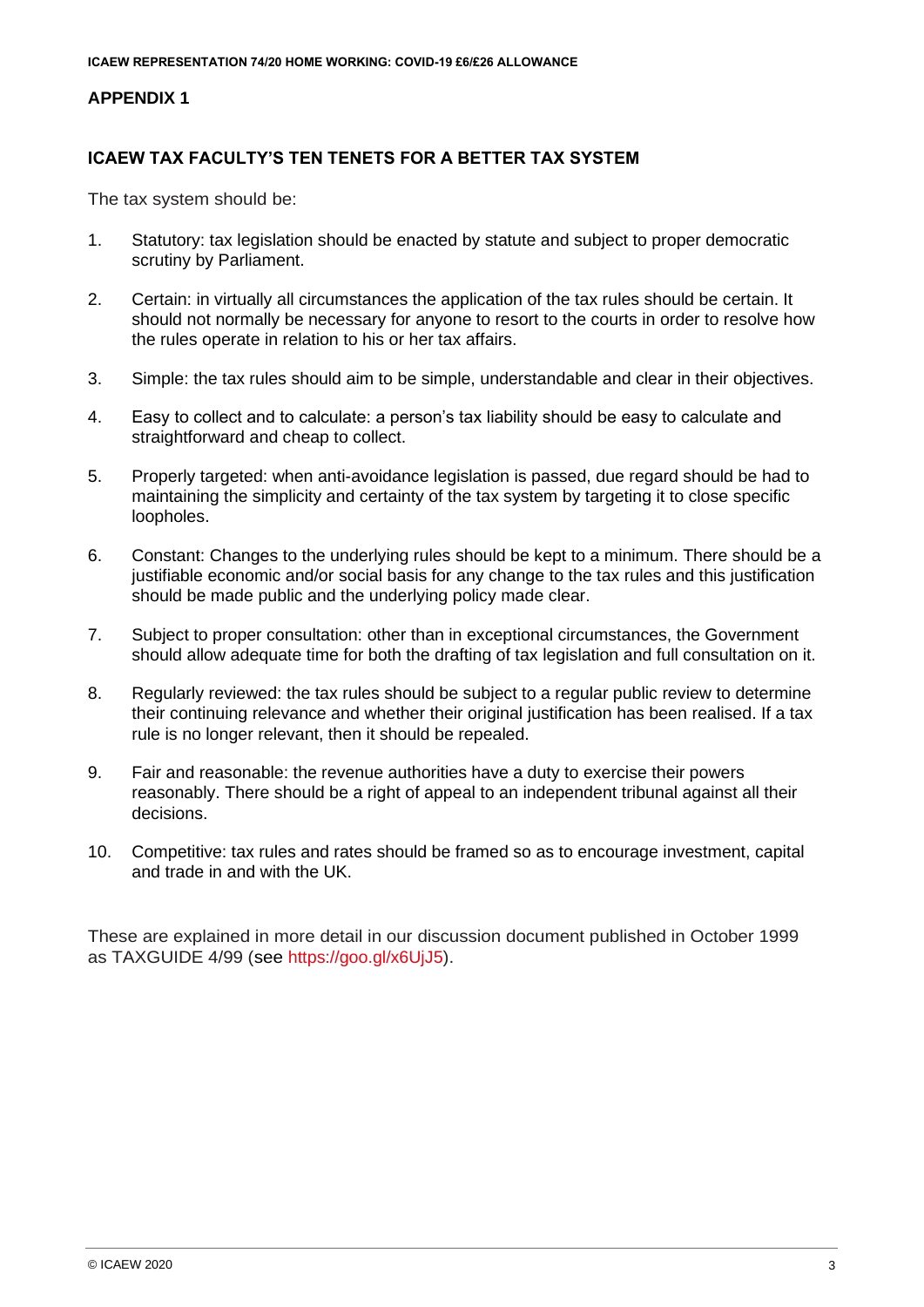## APPENDIX 1

### ICAEW TAX FACULTY'S TEN TENETS FOR A BETTER TAX SYSTEM

The tax system should be:

1. Statutory: tax legislation should be enacted by statute and subject to proper democratic scrutiny by Parliament.

2. Certain: in virtually all circumstances the application of the tax rules should be certain. It should not normally be necessary for anyone to resort to the courts in order to resolve how the rules operate in relation to his or her tax affairs.

3. Simple: the tax rules should aim to be simple, understandable and clear in their objectives.

4. Easy to collect and to calculate: a person's tax liability should be easy to calculate and straightforward and cheap to collect.

5. Properly targeted: when anti-avoidance legislation is passed, due regard should be had to maintaining the simplicity and certainty of the tax system by targeting it to close specific loopholes.

6. Constant: Changes to the underlying rules should be kept to a minimum. There should be a justifiable economic and/or social basis for any change to the tax rules and this justification should be made public and the underlying policy made clear.

7. Subject to proper consultation: other than in exceptional circumstances, the Government should allow adequate time for both the drafting of tax legislation and full consultation on it.

8. Regularly reviewed: the tax rules should be subject to a regular public review to determine their continuing relevance and whether their original justification has been realised. If a tax rule is no longer relevant, then it should be repealed.

9. Fair and reasonable: the revenue authorities have a duty to exercise their powers reasonably. There should be a right of appeal to an independent tribunal against all their decisions.

10. Competitive: tax rules and rates should be framed so as to encourage investment, capital and trade in and with the UK.

These are explained in more detail in our discussion document published in October 1999 as TAXGUIDE 4/99 (see https://goo.gl/x6UjJ5).